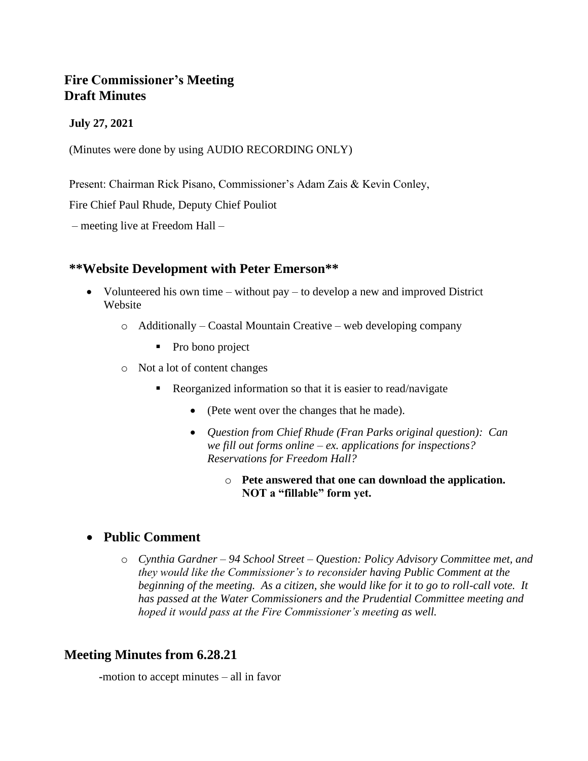# Fire Commissioner's Meeting
# Draft Minutes

**July 27, 2021**

(Minutes were done by using AUDIO RECORDING ONLY)

Present: Chairman Rick Pisano, Commissioner's Adam Zais & Kevin Conley,

Fire Chief Paul Rhude, Deputy Chief Pouliot

– meeting live at Freedom Hall –

## **Website Development with Peter Emerson**

- Volunteered his own time – without pay – to develop a new and improved District Website
    - Additionally – Coastal Mountain Creative – web developing company
        - Pro bono project
    - Not a lot of content changes
        - Reorganized information so that it is easier to read/navigate
            - (Pete went over the changes that he made).
            - *Question from Chief Rhude (Fran Parks original question): Can we fill out forms online – ex. applications for inspections? Reservations for Freedom Hall?*
                - **Pete answered that one can download the application. NOT a "fillable" form yet.**

- ## Public Comment
    - *Cynthia Gardner – 94 School Street – Question: Policy Advisory Committee met, and they would like the Commissioner's to reconsider having Public Comment at the beginning of the meeting. As a citizen, she would like for it to go to roll-call vote. It has passed at the Water Commissioners and the Prudential Committee meeting and hoped it would pass at the Fire Commissioner's meeting as well.*

## Meeting Minutes from 6.28.21

-motion to accept minutes – all in favor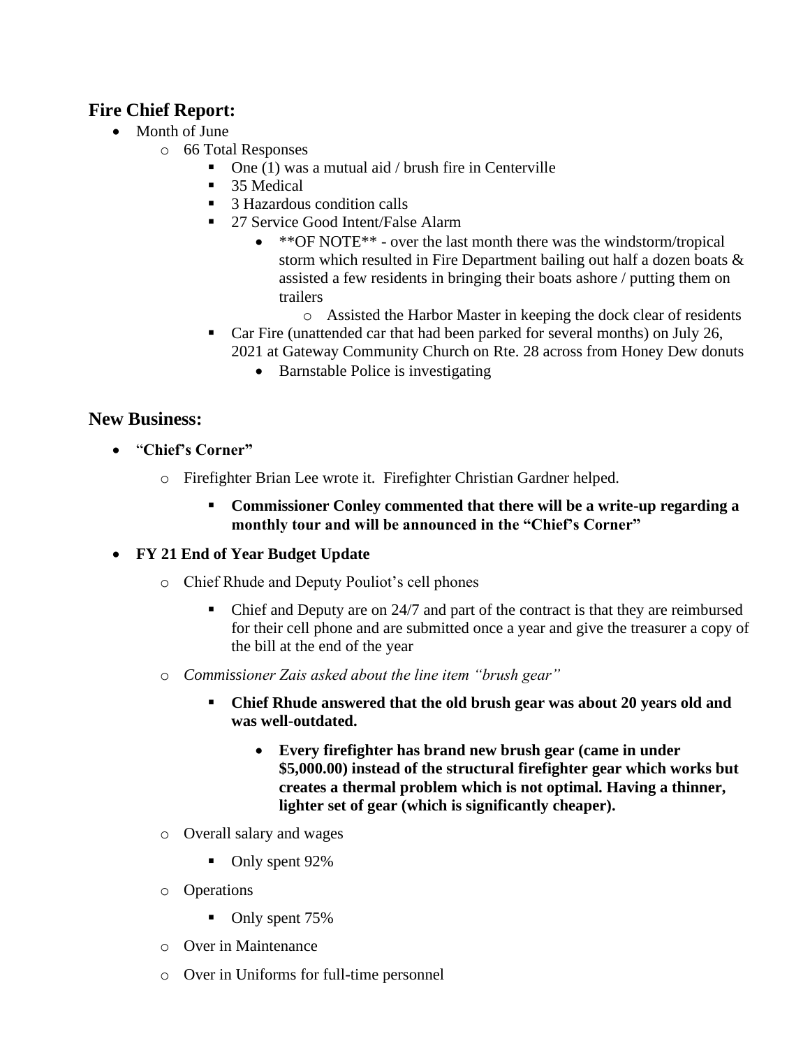## Fire Chief Report:

- Month of June
  - 66 Total Responses
    - One (1) was a mutual aid / brush fire in Centerville
    - 35 Medical
    - 3 Hazardous condition calls
    - 27 Service Good Intent/False Alarm
      - **OF NOTE** - over the last month there was the windstorm/tropical storm which resulted in Fire Department bailing out half a dozen boats & assisted a few residents in bringing their boats ashore / putting them on trailers
        - Assisted the Harbor Master in keeping the dock clear of residents
    - Car Fire (unattended car that had been parked for several months) on July 26, 2021 at Gateway Community Church on Rte. 28 across from Honey Dew donuts
      - Barnstable Police is investigating

## New Business:

- "**Chief's Corner"**
  - Firefighter Brian Lee wrote it. Firefighter Christian Gardner helped.
    - **Commissioner Conley commented that there will be a write-up regarding a monthly tour and will be announced in the "Chief's Corner"**
- **FY 21 End of Year Budget Update**
  - Chief Rhude and Deputy Pouliot's cell phones
    - Chief and Deputy are on 24/7 and part of the contract is that they are reimbursed for their cell phone and are submitted once a year and give the treasurer a copy of the bill at the end of the year
  - *Commissioner Zais asked about the line item "brush gear"*
    - **Chief Rhude answered that the old brush gear was about 20 years old and was well-outdated.**
      - **Every firefighter has brand new brush gear (came in under $5,000.00) instead of the structural firefighter gear which works but creates a thermal problem which is not optimal. Having a thinner, lighter set of gear (which is significantly cheaper).**
  - Overall salary and wages
    - Only spent 92%
  - Operations
    - Only spent 75%
  - Over in Maintenance
  - Over in Uniforms for full-time personnel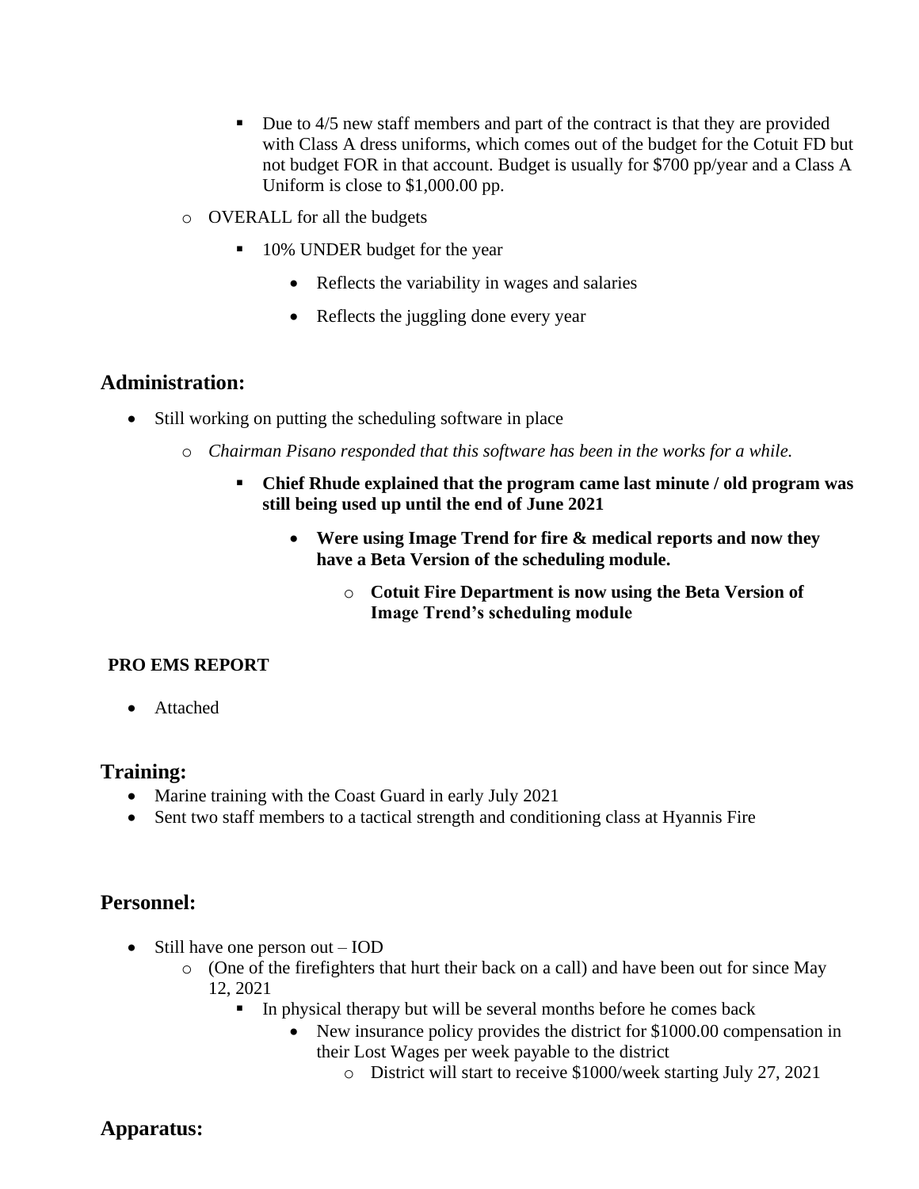- Due to 4/5 new staff members and part of the contract is that they are provided with Class A dress uniforms, which comes out of the budget for the Cotuit FD but not budget FOR in that account. Budget is usually for $700 pp/year and a Class A Uniform is close to $1,000.00 pp.
    - OVERALL for all the budgets
        - 10% UNDER budget for the year
            - Reflects the variability in wages and salaries
            - Reflects the juggling done every year

## Administration:

- Still working on putting the scheduling software in place
    - *Chairman Pisano responded that this software has been in the works for a while.*
        - **Chief Rhude explained that the program came last minute / old program was still being used up until the end of June 2021**
            - **Were using Image Trend for fire & medical reports and now they have a Beta Version of the scheduling module.**
                - **Cotuit Fire Department is now using the Beta Version of Image Trend's scheduling module**

**PRO EMS REPORT**

- Attached

## Training:

- Marine training with the Coast Guard in early July 2021
- Sent two staff members to a tactical strength and conditioning class at Hyannis Fire

## Personnel:

- Still have one person out – IOD
    - (One of the firefighters that hurt their back on a call) and have been out for since May 12, 2021
        - In physical therapy but will be several months before he comes back
            - New insurance policy provides the district for $1000.00 compensation in their Lost Wages per week payable to the district
                - District will start to receive $1000/week starting July 27, 2021

## Apparatus: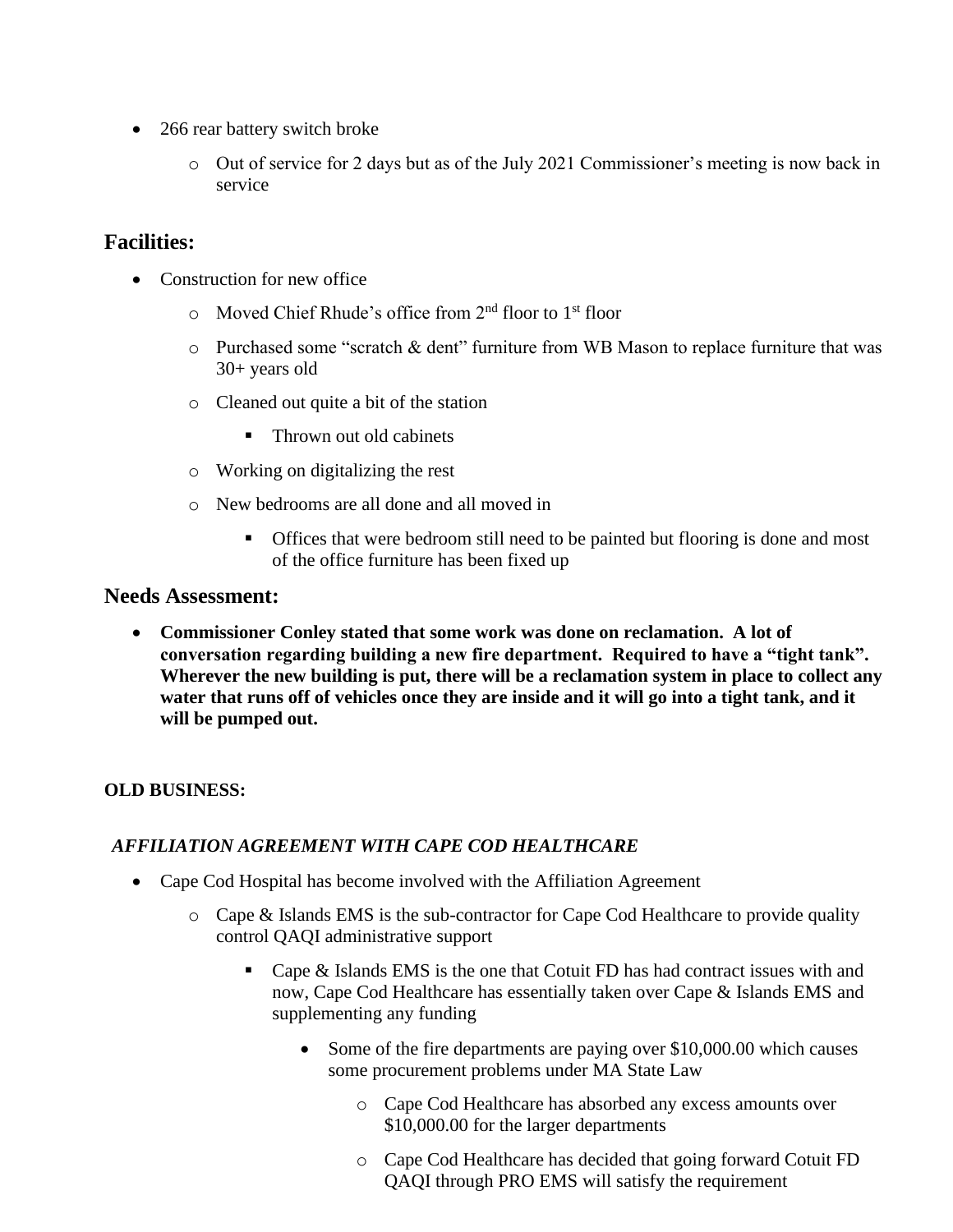- 266 rear battery switch broke
    - Out of service for 2 days but as of the July 2021 Commissioner's meeting is now back in service

## Facilities:

- Construction for new office
    - Moved Chief Rhude's office from 2nd floor to 1st floor
    - Purchased some "scratch & dent" furniture from WB Mason to replace furniture that was 30+ years old
    - Cleaned out quite a bit of the station
        - Thrown out old cabinets
    - Working on digitalizing the rest
    - New bedrooms are all done and all moved in
        - Offices that were bedroom still need to be painted but flooring is done and most of the office furniture has been fixed up

## Needs Assessment:

- **Commissioner Conley stated that some work was done on reclamation. A lot of conversation regarding building a new fire department. Required to have a "tight tank". Wherever the new building is put, there will be a reclamation system in place to collect any water that runs off of vehicles once they are inside and it will go into a tight tank, and it will be pumped out.**

**OLD BUSINESS:**

***AFFILIATION AGREEMENT WITH CAPE COD HEALTHCARE***

- Cape Cod Hospital has become involved with the Affiliation Agreement
    - Cape & Islands EMS is the sub-contractor for Cape Cod Healthcare to provide quality control QAQI administrative support
        - Cape & Islands EMS is the one that Cotuit FD has had contract issues with and now, Cape Cod Healthcare has essentially taken over Cape & Islands EMS and supplementing any funding
            - Some of the fire departments are paying over $10,000.00 which causes some procurement problems under MA State Law
                - Cape Cod Healthcare has absorbed any excess amounts over $10,000.00 for the larger departments
                - Cape Cod Healthcare has decided that going forward Cotuit FD QAQI through PRO EMS will satisfy the requirement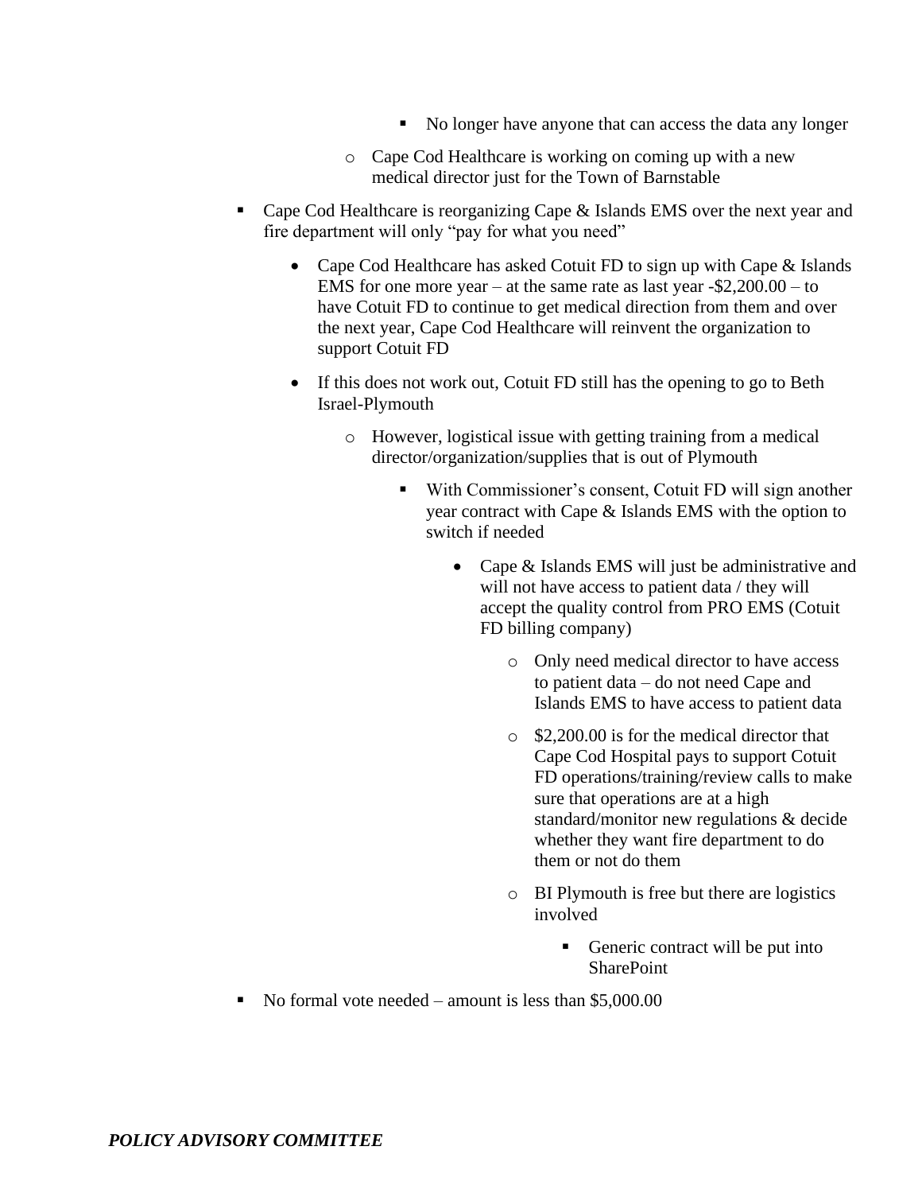- No longer have anyone that can access the data any longer
      - Cape Cod Healthcare is working on coming up with a new medical director just for the Town of Barnstable
- Cape Cod Healthcare is reorganizing Cape & Islands EMS over the next year and fire department will only "pay for what you need"
  - Cape Cod Healthcare has asked Cotuit FD to sign up with Cape & Islands EMS for one more year – at the same rate as last year -$2,200.00 – to have Cotuit FD to continue to get medical direction from them and over the next year, Cape Cod Healthcare will reinvent the organization to support Cotuit FD
  - If this does not work out, Cotuit FD still has the opening to go to Beth Israel-Plymouth
    - However, logistical issue with getting training from a medical director/organization/supplies that is out of Plymouth
      - With Commissioner's consent, Cotuit FD will sign another year contract with Cape & Islands EMS with the option to switch if needed
        - Cape & Islands EMS will just be administrative and will not have access to patient data / they will accept the quality control from PRO EMS (Cotuit FD billing company)
          - Only need medical director to have access to patient data – do not need Cape and Islands EMS to have access to patient data
          - $2,200.00 is for the medical director that Cape Cod Hospital pays to support Cotuit FD operations/training/review calls to make sure that operations are at a high standard/monitor new regulations & decide whether they want fire department to do them or not do them
          - BI Plymouth is free but there are logistics involved
            - Generic contract will be put into SharePoint
- No formal vote needed – amount is less than $5,000.00

***POLICY ADVISORY COMMITTEE***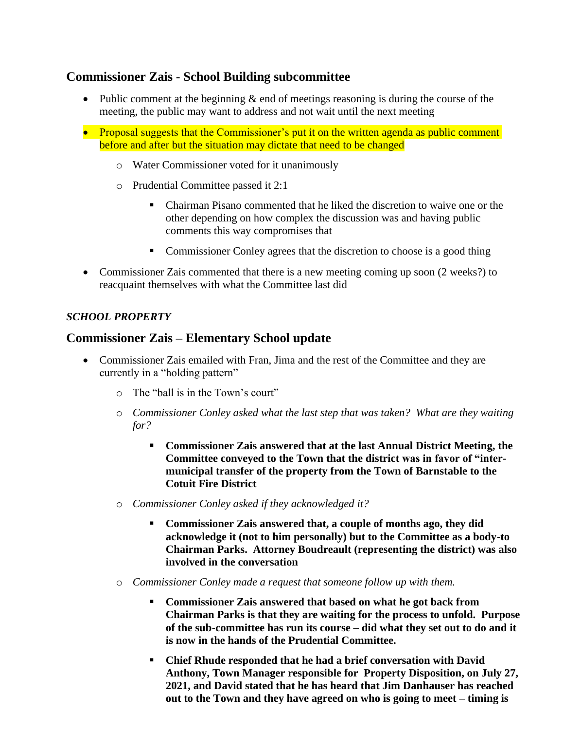## Commissioner Zais - School Building subcommittee

- Public comment at the beginning & end of meetings reasoning is during the course of the meeting, the public may want to address and not wait until the next meeting
- Proposal suggests that the Commissioner's put it on the written agenda as public comment before and after but the situation may dictate that need to be changed
  - Water Commissioner voted for it unanimously
  - Prudential Committee passed it 2:1
    - Chairman Pisano commented that he liked the discretion to waive one or the other depending on how complex the discussion was and having public comments this way compromises that
    - Commissioner Conley agrees that the discretion to choose is a good thing
- Commissioner Zais commented that there is a new meeting coming up soon (2 weeks?) to reacquaint themselves with what the Committee last did

### *SCHOOL PROPERTY*

## Commissioner Zais – Elementary School update

- Commissioner Zais emailed with Fran, Jima and the rest of the Committee and they are currently in a "holding pattern"
  - The "ball is in the Town's court"
  - *Commissioner Conley asked what the last step that was taken? What are they waiting for?*
    - **Commissioner Zais answered that at the last Annual District Meeting, the Committee conveyed to the Town that the district was in favor of "inter-municipal transfer of the property from the Town of Barnstable to the Cotuit Fire District**
  - *Commissioner Conley asked if they acknowledged it?*
    - **Commissioner Zais answered that, a couple of months ago, they did acknowledge it (not to him personally) but to the Committee as a body-to Chairman Parks. Attorney Boudreault (representing the district) was also involved in the conversation**
  - *Commissioner Conley made a request that someone follow up with them.*
    - **Commissioner Zais answered that based on what he got back from Chairman Parks is that they are waiting for the process to unfold. Purpose of the sub-committee has run its course – did what they set out to do and it is now in the hands of the Prudential Committee.**
    - **Chief Rhude responded that he had a brief conversation with David Anthony, Town Manager responsible for Property Disposition, on July 27, 2021, and David stated that he has heard that Jim Danhauser has reached out to the Town and they have agreed on who is going to meet – timing is**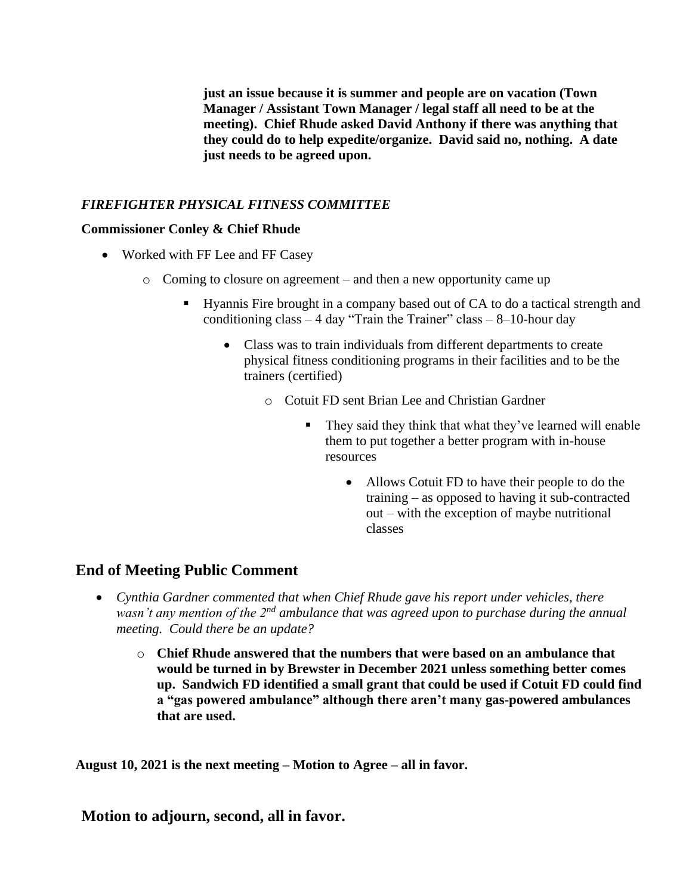**just an issue because it is summer and people are on vacation (Town Manager / Assistant Town Manager / legal staff all need to be at the meeting). Chief Rhude asked David Anthony if there was anything that they could do to help expedite/organize. David said no, nothing. A date just needs to be agreed upon.**

***FIREFIGHTER PHYSICAL FITNESS COMMITTEE***

**Commissioner Conley & Chief Rhude**

- Worked with FF Lee and FF Casey
  - Coming to closure on agreement – and then a new opportunity came up
    - Hyannis Fire brought in a company based out of CA to do a tactical strength and conditioning class – 4 day "Train the Trainer" class – 8–10-hour day
      - Class was to train individuals from different departments to create physical fitness conditioning programs in their facilities and to be the trainers (certified)
        - Cotuit FD sent Brian Lee and Christian Gardner
          - They said they think that what they've learned will enable them to put together a better program with in-house resources
            - Allows Cotuit FD to have their people to do the training – as opposed to having it sub-contracted out – with the exception of maybe nutritional classes

## End of Meeting Public Comment

- *Cynthia Gardner commented that when Chief Rhude gave his report under vehicles, there wasn't any mention of the 2nd ambulance that was agreed upon to purchase during the annual meeting. Could there be an update?*
  - **Chief Rhude answered that the numbers that were based on an ambulance that would be turned in by Brewster in December 2021 unless something better comes up. Sandwich FD identified a small grant that could be used if Cotuit FD could find a "gas powered ambulance" although there aren't many gas-powered ambulances that are used.**

**August 10, 2021 is the next meeting – Motion to Agree – all in favor.**

**Motion to adjourn, second, all in favor.**